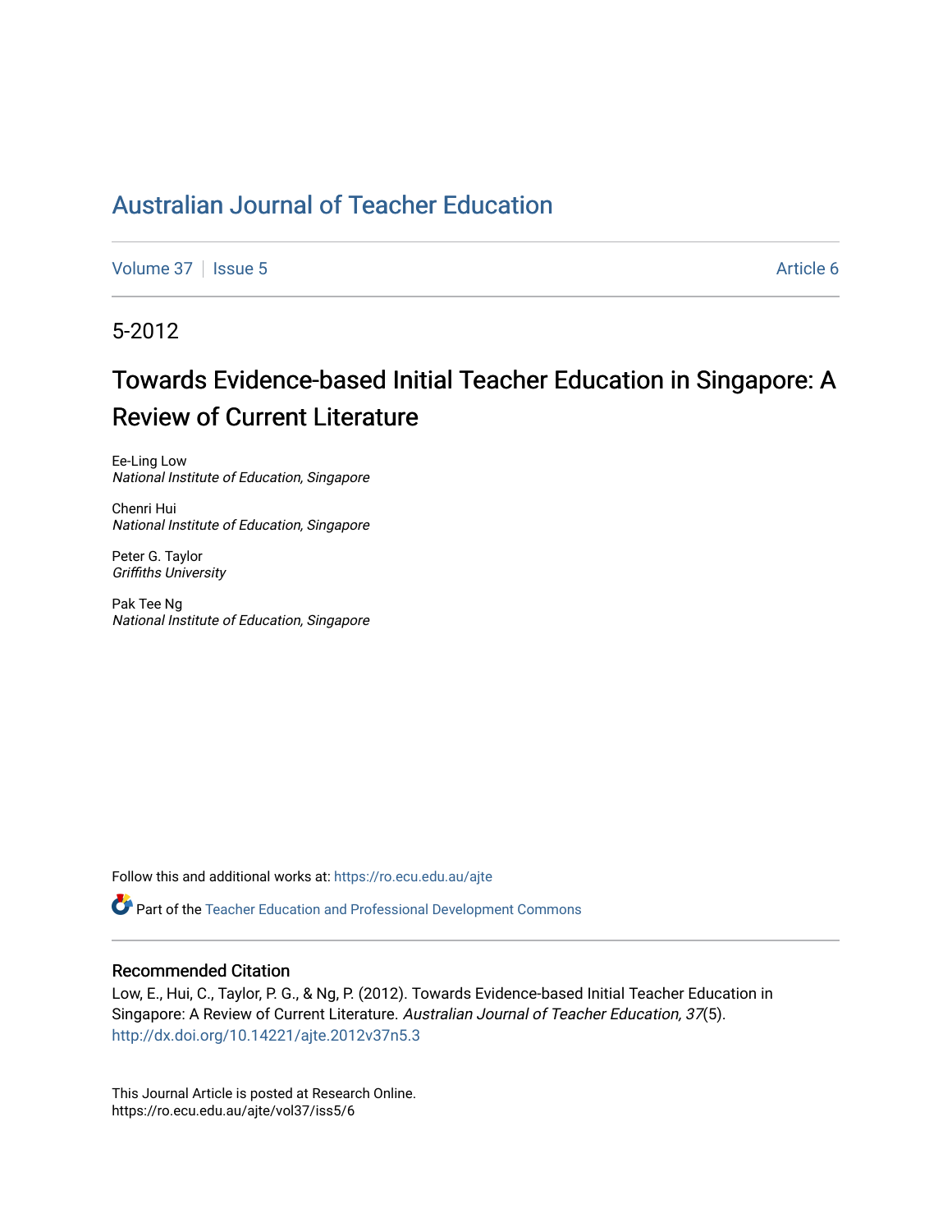# Australian Journal of Teacher Education

Volume 37 | Issue 5 | Article 6

5-2012

## Towards Evidence-based Initial Teacher Education in Singapore: A Review of Current Literature

Ee-Ling Low
*National Institute of Education, Singapore*

Chenri Hui
*National Institute of Education, Singapore*

Peter G. Taylor
*Griffiths University*

Pak Tee Ng
*National Institute of Education, Singapore*

Follow this and additional works at: https://ro.ecu.edu.au/ajte

Part of the Teacher Education and Professional Development Commons

### Recommended Citation

Low, E., Hui, C., Taylor, P. G., & Ng, P. (2012). Towards Evidence-based Initial Teacher Education in Singapore: A Review of Current Literature. *Australian Journal of Teacher Education, 37*(5). http://dx.doi.org/10.14221/ajte.2012v37n5.3

This Journal Article is posted at Research Online.
https://ro.ecu.edu.au/ajte/vol37/iss5/6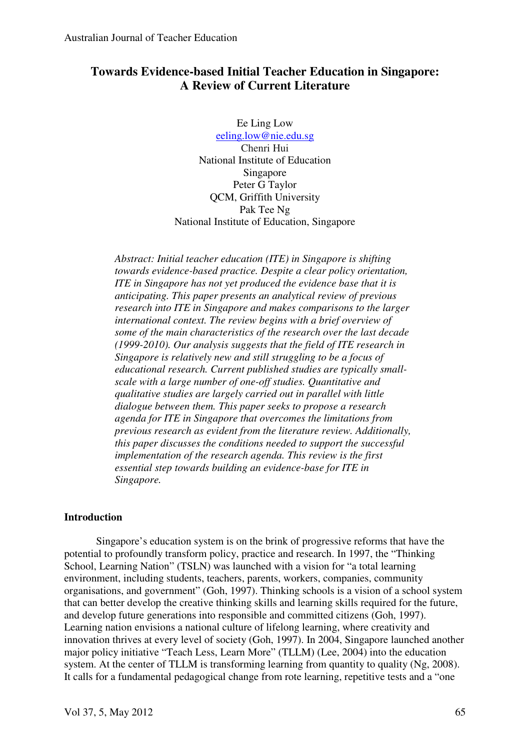# Towards Evidence-based Initial Teacher Education in Singapore: A Review of Current Literature

Ee Ling Low
eeling.low@nie.edu.sg
Chenri Hui
National Institute of Education
Singapore
Peter G Taylor
QCM, Griffith University
Pak Tee Ng
National Institute of Education, Singapore

*Abstract: Initial teacher education (ITE) in Singapore is shifting towards evidence-based practice. Despite a clear policy orientation, ITE in Singapore has not yet produced the evidence base that it is anticipating. This paper presents an analytical review of previous research into ITE in Singapore and makes comparisons to the larger international context. The review begins with a brief overview of some of the main characteristics of the research over the last decade (1999-2010). Our analysis suggests that the field of ITE research in Singapore is relatively new and still struggling to be a focus of educational research. Current published studies are typically small-scale with a large number of one-off studies. Quantitative and qualitative studies are largely carried out in parallel with little dialogue between them. This paper seeks to propose a research agenda for ITE in Singapore that overcomes the limitations from previous research as evident from the literature review. Additionally, this paper discusses the conditions needed to support the successful implementation of the research agenda. This review is the first essential step towards building an evidence-base for ITE in Singapore.*

## Introduction

Singapore's education system is on the brink of progressive reforms that have the potential to profoundly transform policy, practice and research. In 1997, the "Thinking School, Learning Nation" (TSLN) was launched with a vision for "a total learning environment, including students, teachers, parents, workers, companies, community organisations, and government" (Goh, 1997). Thinking schools is a vision of a school system that can better develop the creative thinking skills and learning skills required for the future, and develop future generations into responsible and committed citizens (Goh, 1997). Learning nation envisions a national culture of lifelong learning, where creativity and innovation thrives at every level of society (Goh, 1997). In 2004, Singapore launched another major policy initiative "Teach Less, Learn More" (TLLM) (Lee, 2004) into the education system. At the center of TLLM is transforming learning from quantity to quality (Ng, 2008). It calls for a fundamental pedagogical change from rote learning, repetitive tests and a "one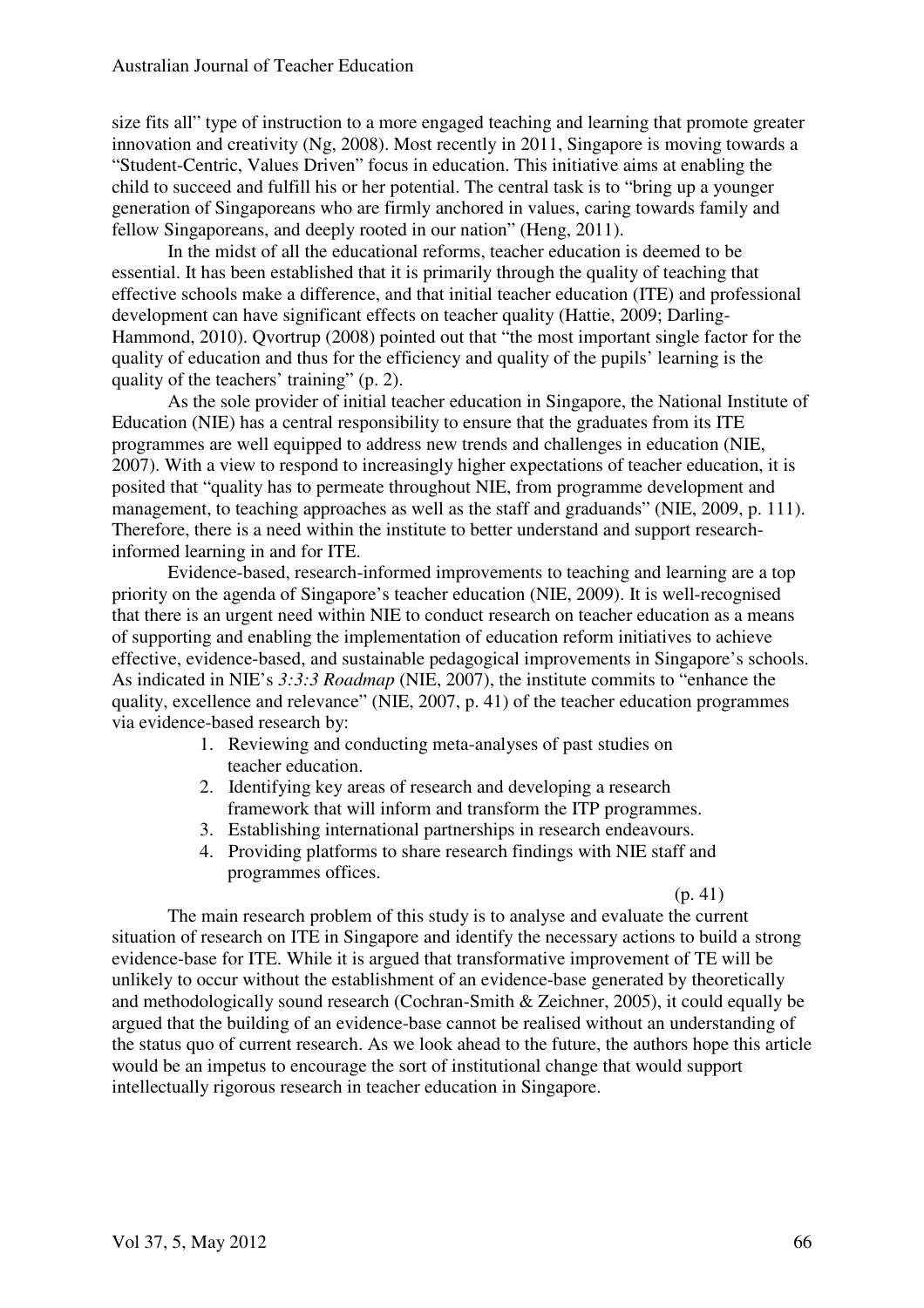size fits all" type of instruction to a more engaged teaching and learning that promote greater innovation and creativity (Ng, 2008). Most recently in 2011, Singapore is moving towards a "Student-Centric, Values Driven" focus in education. This initiative aims at enabling the child to succeed and fulfill his or her potential. The central task is to "bring up a younger generation of Singaporeans who are firmly anchored in values, caring towards family and fellow Singaporeans, and deeply rooted in our nation" (Heng, 2011).

In the midst of all the educational reforms, teacher education is deemed to be essential. It has been established that it is primarily through the quality of teaching that effective schools make a difference, and that initial teacher education (ITE) and professional development can have significant effects on teacher quality (Hattie, 2009; Darling-Hammond, 2010). Qvortrup (2008) pointed out that "the most important single factor for the quality of education and thus for the efficiency and quality of the pupils' learning is the quality of the teachers' training" (p. 2).

As the sole provider of initial teacher education in Singapore, the National Institute of Education (NIE) has a central responsibility to ensure that the graduates from its ITE programmes are well equipped to address new trends and challenges in education (NIE, 2007). With a view to respond to increasingly higher expectations of teacher education, it is posited that "quality has to permeate throughout NIE, from programme development and management, to teaching approaches as well as the staff and graduands" (NIE, 2009, p. 111). Therefore, there is a need within the institute to better understand and support research-informed learning in and for ITE.

Evidence-based, research-informed improvements to teaching and learning are a top priority on the agenda of Singapore's teacher education (NIE, 2009). It is well-recognised that there is an urgent need within NIE to conduct research on teacher education as a means of supporting and enabling the implementation of education reform initiatives to achieve effective, evidence-based, and sustainable pedagogical improvements in Singapore's schools. As indicated in NIE's *3:3:3 Roadmap* (NIE, 2007), the institute commits to "enhance the quality, excellence and relevance" (NIE, 2007, p. 41) of the teacher education programmes via evidence-based research by:

1. Reviewing and conducting meta-analyses of past studies on teacher education.
2. Identifying key areas of research and developing a research framework that will inform and transform the ITP programmes.
3. Establishing international partnerships in research endeavours.
4. Providing platforms to share research findings with NIE staff and programmes offices.

(p. 41)

The main research problem of this study is to analyse and evaluate the current situation of research on ITE in Singapore and identify the necessary actions to build a strong evidence-base for ITE. While it is argued that transformative improvement of TE will be unlikely to occur without the establishment of an evidence-base generated by theoretically and methodologically sound research (Cochran-Smith & Zeichner, 2005), it could equally be argued that the building of an evidence-base cannot be realised without an understanding of the status quo of current research. As we look ahead to the future, the authors hope this article would be an impetus to encourage the sort of institutional change that would support intellectually rigorous research in teacher education in Singapore.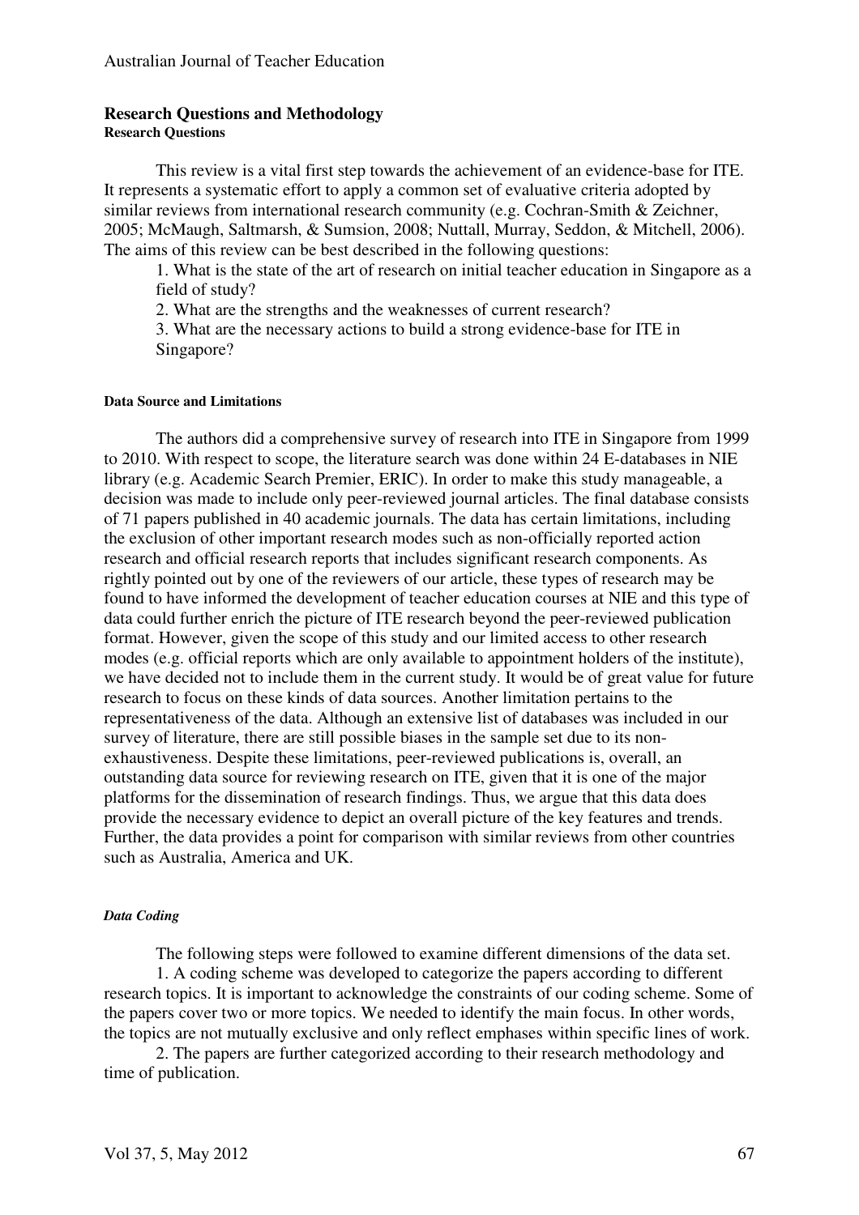## Research Questions and Methodology

### Research Questions

This review is a vital first step towards the achievement of an evidence-base for ITE. It represents a systematic effort to apply a common set of evaluative criteria adopted by similar reviews from international research community (e.g. Cochran-Smith & Zeichner, 2005; McMaugh, Saltmarsh, & Sumsion, 2008; Nuttall, Murray, Seddon, & Mitchell, 2006). The aims of this review can be best described in the following questions:

1. What is the state of the art of research on initial teacher education in Singapore as a field of study?
2. What are the strengths and the weaknesses of current research?
3. What are the necessary actions to build a strong evidence-base for ITE in Singapore?

### Data Source and Limitations

The authors did a comprehensive survey of research into ITE in Singapore from 1999 to 2010. With respect to scope, the literature search was done within 24 E-databases in NIE library (e.g. Academic Search Premier, ERIC). In order to make this study manageable, a decision was made to include only peer-reviewed journal articles. The final database consists of 71 papers published in 40 academic journals. The data has certain limitations, including the exclusion of other important research modes such as non-officially reported action research and official research reports that includes significant research components. As rightly pointed out by one of the reviewers of our article, these types of research may be found to have informed the development of teacher education courses at NIE and this type of data could further enrich the picture of ITE research beyond the peer-reviewed publication format. However, given the scope of this study and our limited access to other research modes (e.g. official reports which are only available to appointment holders of the institute), we have decided not to include them in the current study. It would be of great value for future research to focus on these kinds of data sources. Another limitation pertains to the representativeness of the data. Although an extensive list of databases was included in our survey of literature, there are still possible biases in the sample set due to its non-exhaustiveness. Despite these limitations, peer-reviewed publications is, overall, an outstanding data source for reviewing research on ITE, given that it is one of the major platforms for the dissemination of research findings. Thus, we argue that this data does provide the necessary evidence to depict an overall picture of the key features and trends. Further, the data provides a point for comparison with similar reviews from other countries such as Australia, America and UK.

#### *Data Coding*

The following steps were followed to examine different dimensions of the data set.

1. A coding scheme was developed to categorize the papers according to different research topics. It is important to acknowledge the constraints of our coding scheme. Some of the papers cover two or more topics. We needed to identify the main focus. In other words, the topics are not mutually exclusive and only reflect emphases within specific lines of work.

2. The papers are further categorized according to their research methodology and time of publication.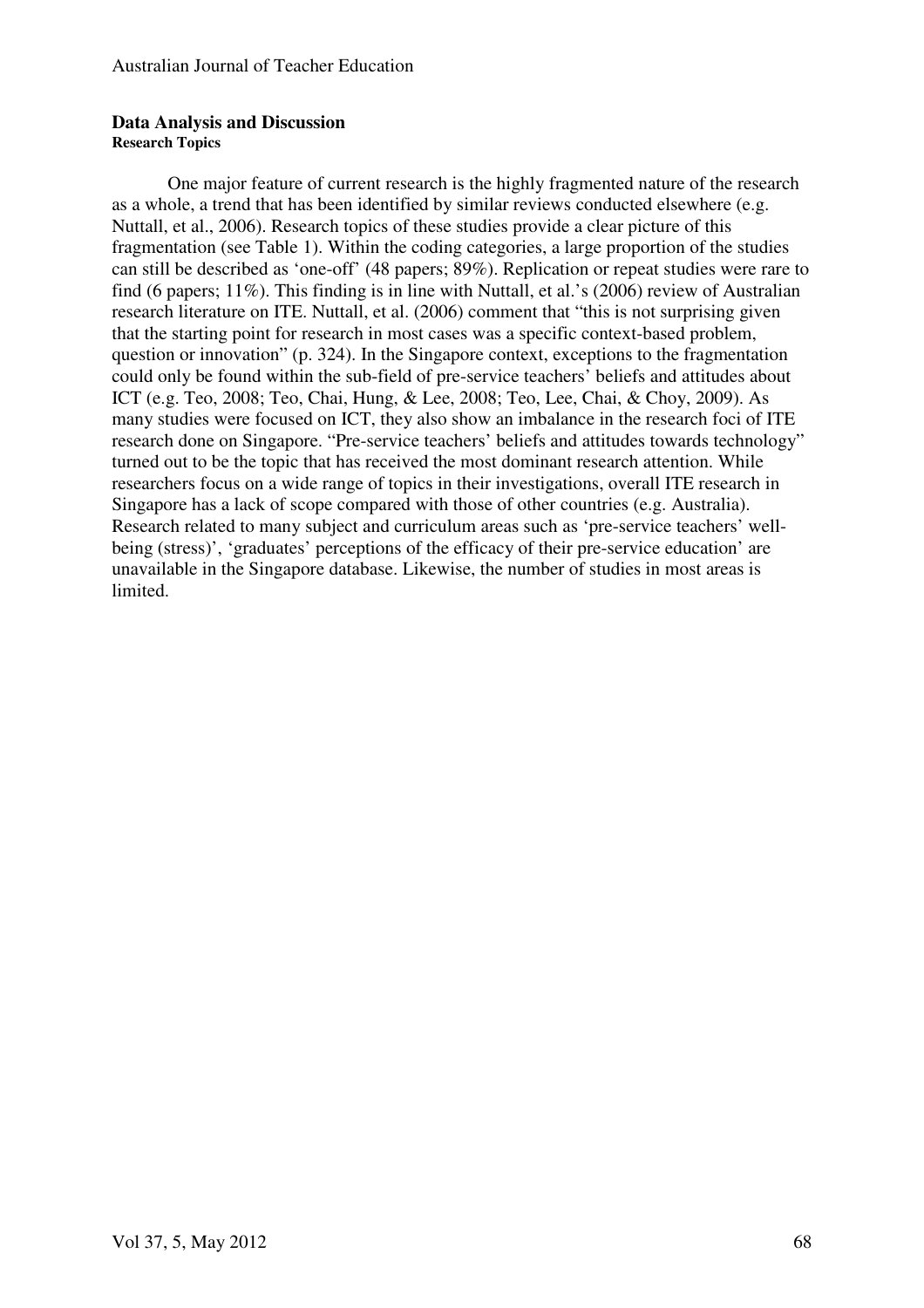## Data Analysis and Discussion

### Research Topics

One major feature of current research is the highly fragmented nature of the research as a whole, a trend that has been identified by similar reviews conducted elsewhere (e.g. Nuttall, et al., 2006). Research topics of these studies provide a clear picture of this fragmentation (see Table 1). Within the coding categories, a large proportion of the studies can still be described as 'one-off' (48 papers; 89%). Replication or repeat studies were rare to find (6 papers; 11%). This finding is in line with Nuttall, et al.'s (2006) review of Australian research literature on ITE. Nuttall, et al. (2006) comment that "this is not surprising given that the starting point for research in most cases was a specific context-based problem, question or innovation" (p. 324). In the Singapore context, exceptions to the fragmentation could only be found within the sub-field of pre-service teachers' beliefs and attitudes about ICT (e.g. Teo, 2008; Teo, Chai, Hung, & Lee, 2008; Teo, Lee, Chai, & Choy, 2009). As many studies were focused on ICT, they also show an imbalance in the research foci of ITE research done on Singapore. "Pre-service teachers' beliefs and attitudes towards technology" turned out to be the topic that has received the most dominant research attention. While researchers focus on a wide range of topics in their investigations, overall ITE research in Singapore has a lack of scope compared with those of other countries (e.g. Australia). Research related to many subject and curriculum areas such as 'pre-service teachers' well-being (stress)', 'graduates' perceptions of the efficacy of their pre-service education' are unavailable in the Singapore database. Likewise, the number of studies in most areas is limited.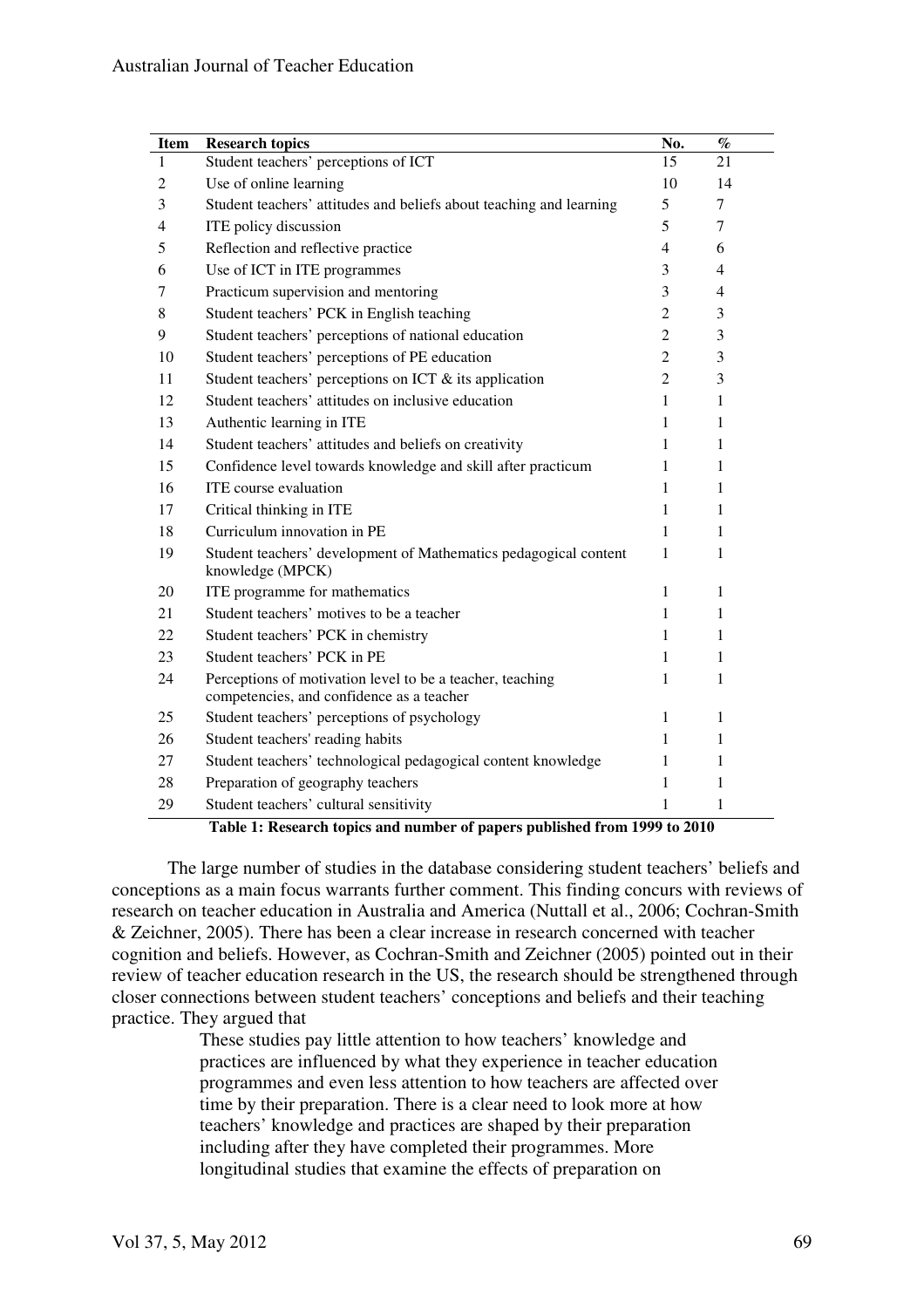| Item | Research topics | No. | % |
|---|---|---|---|
| 1 | Student teachers' perceptions of ICT | 15 | 21 |
| 2 | Use of online learning | 10 | 14 |
| 3 | Student teachers' attitudes and beliefs about teaching and learning | 5 | 7 |
| 4 | ITE policy discussion | 5 | 7 |
| 5 | Reflection and reflective practice | 4 | 6 |
| 6 | Use of ICT in ITE programmes | 3 | 4 |
| 7 | Practicum supervision and mentoring | 3 | 4 |
| 8 | Student teachers' PCK in English teaching | 2 | 3 |
| 9 | Student teachers' perceptions of national education | 2 | 3 |
| 10 | Student teachers' perceptions of PE education | 2 | 3 |
| 11 | Student teachers' perceptions on ICT & its application | 2 | 3 |
| 12 | Student teachers' attitudes on inclusive education | 1 | 1 |
| 13 | Authentic learning in ITE | 1 | 1 |
| 14 | Student teachers' attitudes and beliefs on creativity | 1 | 1 |
| 15 | Confidence level towards knowledge and skill after practicum | 1 | 1 |
| 16 | ITE course evaluation | 1 | 1 |
| 17 | Critical thinking in ITE | 1 | 1 |
| 18 | Curriculum innovation in PE | 1 | 1 |
| 19 | Student teachers' development of Mathematics pedagogical content knowledge (MPCK) | 1 | 1 |
| 20 | ITE programme for mathematics | 1 | 1 |
| 21 | Student teachers' motives to be a teacher | 1 | 1 |
| 22 | Student teachers' PCK in chemistry | 1 | 1 |
| 23 | Student teachers' PCK in PE | 1 | 1 |
| 24 | Perceptions of motivation level to be a teacher, teaching competencies, and confidence as a teacher | 1 | 1 |
| 25 | Student teachers' perceptions of psychology | 1 | 1 |
| 26 | Student teachers' reading habits | 1 | 1 |
| 27 | Student teachers' technological pedagogical content knowledge | 1 | 1 |
| 28 | Preparation of geography teachers | 1 | 1 |
| 29 | Student teachers' cultural sensitivity | 1 | 1 |

**Table 1: Research topics and number of papers published from 1999 to 2010**

The large number of studies in the database considering student teachers' beliefs and conceptions as a main focus warrants further comment. This finding concurs with reviews of research on teacher education in Australia and America (Nuttall et al., 2006; Cochran-Smith & Zeichner, 2005). There has been a clear increase in research concerned with teacher cognition and beliefs. However, as Cochran-Smith and Zeichner (2005) pointed out in their review of teacher education research in the US, the research should be strengthened through closer connections between student teachers' conceptions and beliefs and their teaching practice. They argued that

> These studies pay little attention to how teachers' knowledge and practices are influenced by what they experience in teacher education programmes and even less attention to how teachers are affected over time by their preparation. There is a clear need to look more at how teachers' knowledge and practices are shaped by their preparation including after they have completed their programmes. More longitudinal studies that examine the effects of preparation on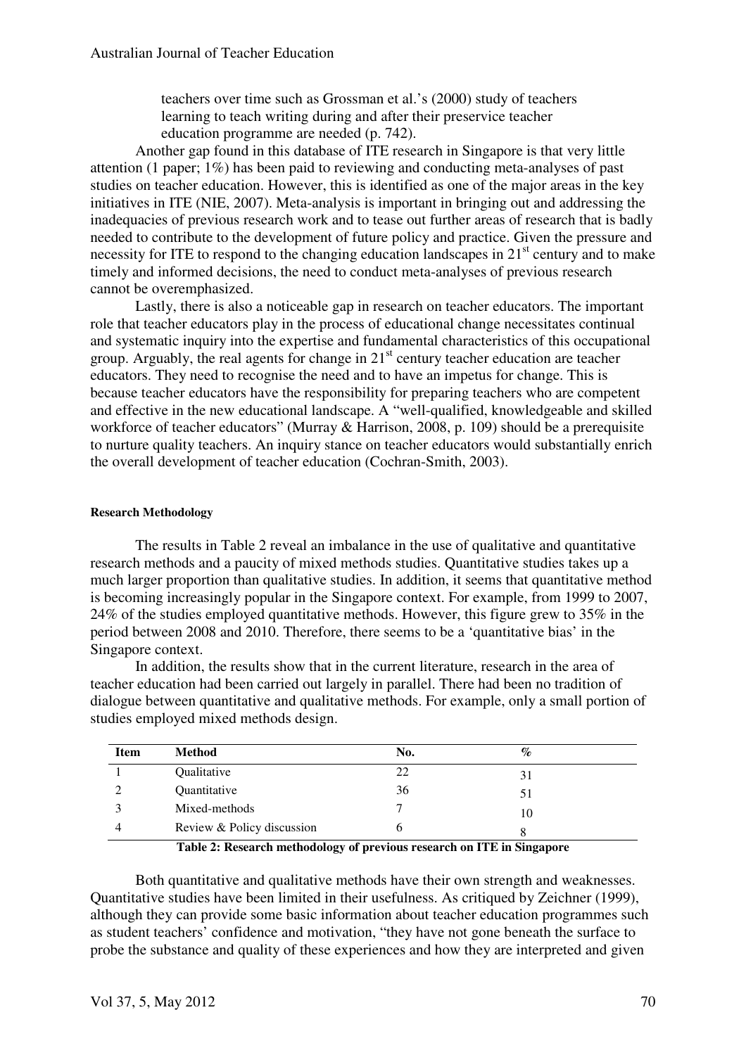teachers over time such as Grossman et al.'s (2000) study of teachers learning to teach writing during and after their preservice teacher education programme are needed (p. 742).

Another gap found in this database of ITE research in Singapore is that very little attention (1 paper; 1%) has been paid to reviewing and conducting meta-analyses of past studies on teacher education. However, this is identified as one of the major areas in the key initiatives in ITE (NIE, 2007). Meta-analysis is important in bringing out and addressing the inadequacies of previous research work and to tease out further areas of research that is badly needed to contribute to the development of future policy and practice. Given the pressure and necessity for ITE to respond to the changing education landscapes in 21st century and to make timely and informed decisions, the need to conduct meta-analyses of previous research cannot be overemphasized.

Lastly, there is also a noticeable gap in research on teacher educators. The important role that teacher educators play in the process of educational change necessitates continual and systematic inquiry into the expertise and fundamental characteristics of this occupational group. Arguably, the real agents for change in 21st century teacher education are teacher educators. They need to recognise the need and to have an impetus for change. This is because teacher educators have the responsibility for preparing teachers who are competent and effective in the new educational landscape. A "well-qualified, knowledgeable and skilled workforce of teacher educators" (Murray & Harrison, 2008, p. 109) should be a prerequisite to nurture quality teachers. An inquiry stance on teacher educators would substantially enrich the overall development of teacher education (Cochran-Smith, 2003).

#### Research Methodology

The results in Table 2 reveal an imbalance in the use of qualitative and quantitative research methods and a paucity of mixed methods studies. Quantitative studies takes up a much larger proportion than qualitative studies. In addition, it seems that quantitative method is becoming increasingly popular in the Singapore context. For example, from 1999 to 2007, 24% of the studies employed quantitative methods. However, this figure grew to 35% in the period between 2008 and 2010. Therefore, there seems to be a 'quantitative bias' in the Singapore context.

In addition, the results show that in the current literature, research in the area of teacher education had been carried out largely in parallel. There had been no tradition of dialogue between quantitative and qualitative methods. For example, only a small portion of studies employed mixed methods design.

| Item | Method | No. | % |
|---|---|---|---|
| 1 | Qualitative | 22 | 31 |
| 2 | Quantitative | 36 | 51 |
| 3 | Mixed-methods | 7 | 10 |
| 4 | Review & Policy discussion | 6 | 8 |

**Table 2: Research methodology of previous research on ITE in Singapore**

Both quantitative and qualitative methods have their own strength and weaknesses. Quantitative studies have been limited in their usefulness. As critiqued by Zeichner (1999), although they can provide some basic information about teacher education programmes such as student teachers' confidence and motivation, "they have not gone beneath the surface to probe the substance and quality of these experiences and how they are interpreted and given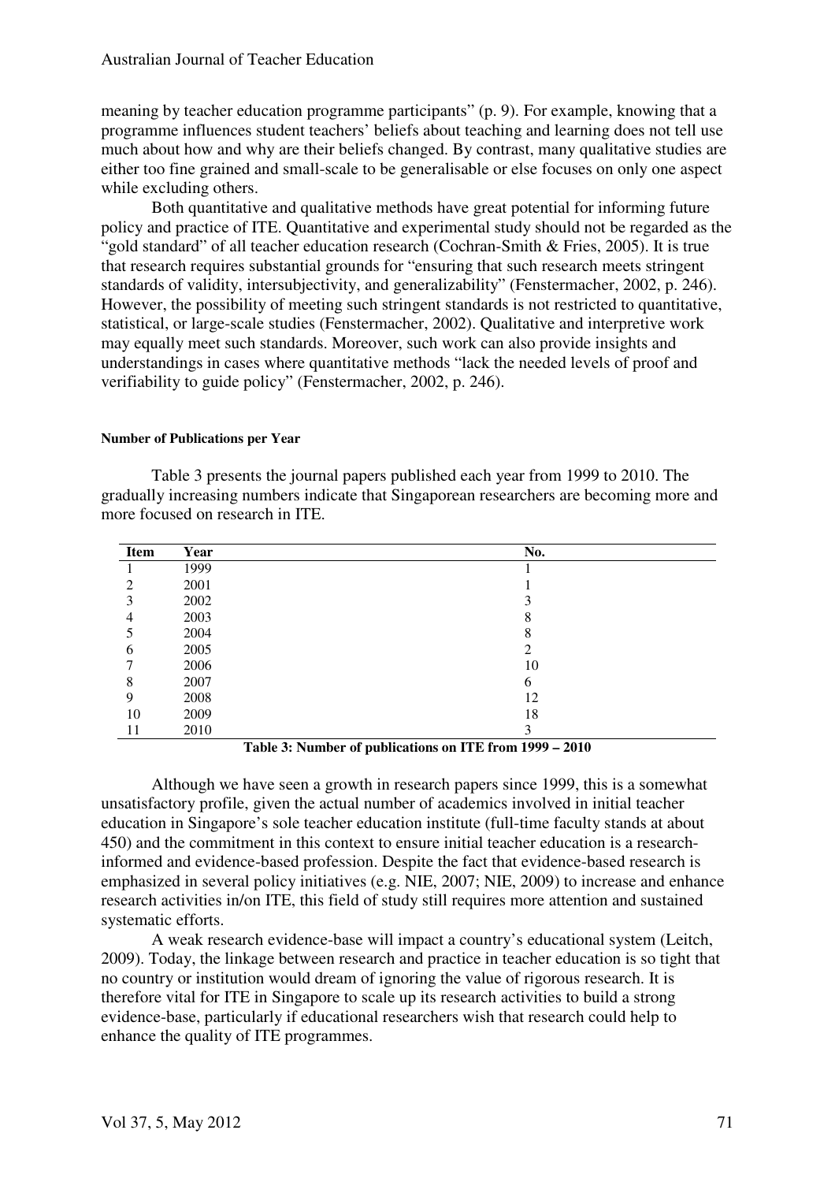meaning by teacher education programme participants" (p. 9). For example, knowing that a programme influences student teachers' beliefs about teaching and learning does not tell use much about how and why are their beliefs changed. By contrast, many qualitative studies are either too fine grained and small-scale to be generalisable or else focuses on only one aspect while excluding others.

Both quantitative and qualitative methods have great potential for informing future policy and practice of ITE. Quantitative and experimental study should not be regarded as the "gold standard" of all teacher education research (Cochran-Smith & Fries, 2005). It is true that research requires substantial grounds for "ensuring that such research meets stringent standards of validity, intersubjectivity, and generalizability" (Fenstermacher, 2002, p. 246). However, the possibility of meeting such stringent standards is not restricted to quantitative, statistical, or large-scale studies (Fenstermacher, 2002). Qualitative and interpretive work may equally meet such standards. Moreover, such work can also provide insights and understandings in cases where quantitative methods "lack the needed levels of proof and verifiability to guide policy" (Fenstermacher, 2002, p. 246).

#### Number of Publications per Year

Table 3 presents the journal papers published each year from 1999 to 2010. The gradually increasing numbers indicate that Singaporean researchers are becoming more and more focused on research in ITE.

| Item | Year | No. |
|---|---|---|
| 1 | 1999 | 1 |
| 2 | 2001 | 1 |
| 3 | 2002 | 3 |
| 4 | 2003 | 8 |
| 5 | 2004 | 8 |
| 6 | 2005 | 2 |
| 7 | 2006 | 10 |
| 8 | 2007 | 6 |
| 9 | 2008 | 12 |
| 10 | 2009 | 18 |
| 11 | 2010 | 3 |

**Table 3: Number of publications on ITE from 1999 – 2010**

Although we have seen a growth in research papers since 1999, this is a somewhat unsatisfactory profile, given the actual number of academics involved in initial teacher education in Singapore's sole teacher education institute (full-time faculty stands at about 450) and the commitment in this context to ensure initial teacher education is a research-informed and evidence-based profession. Despite the fact that evidence-based research is emphasized in several policy initiatives (e.g. NIE, 2007; NIE, 2009) to increase and enhance research activities in/on ITE, this field of study still requires more attention and sustained systematic efforts.

A weak research evidence-base will impact a country's educational system (Leitch, 2009). Today, the linkage between research and practice in teacher education is so tight that no country or institution would dream of ignoring the value of rigorous research. It is therefore vital for ITE in Singapore to scale up its research activities to build a strong evidence-base, particularly if educational researchers wish that research could help to enhance the quality of ITE programmes.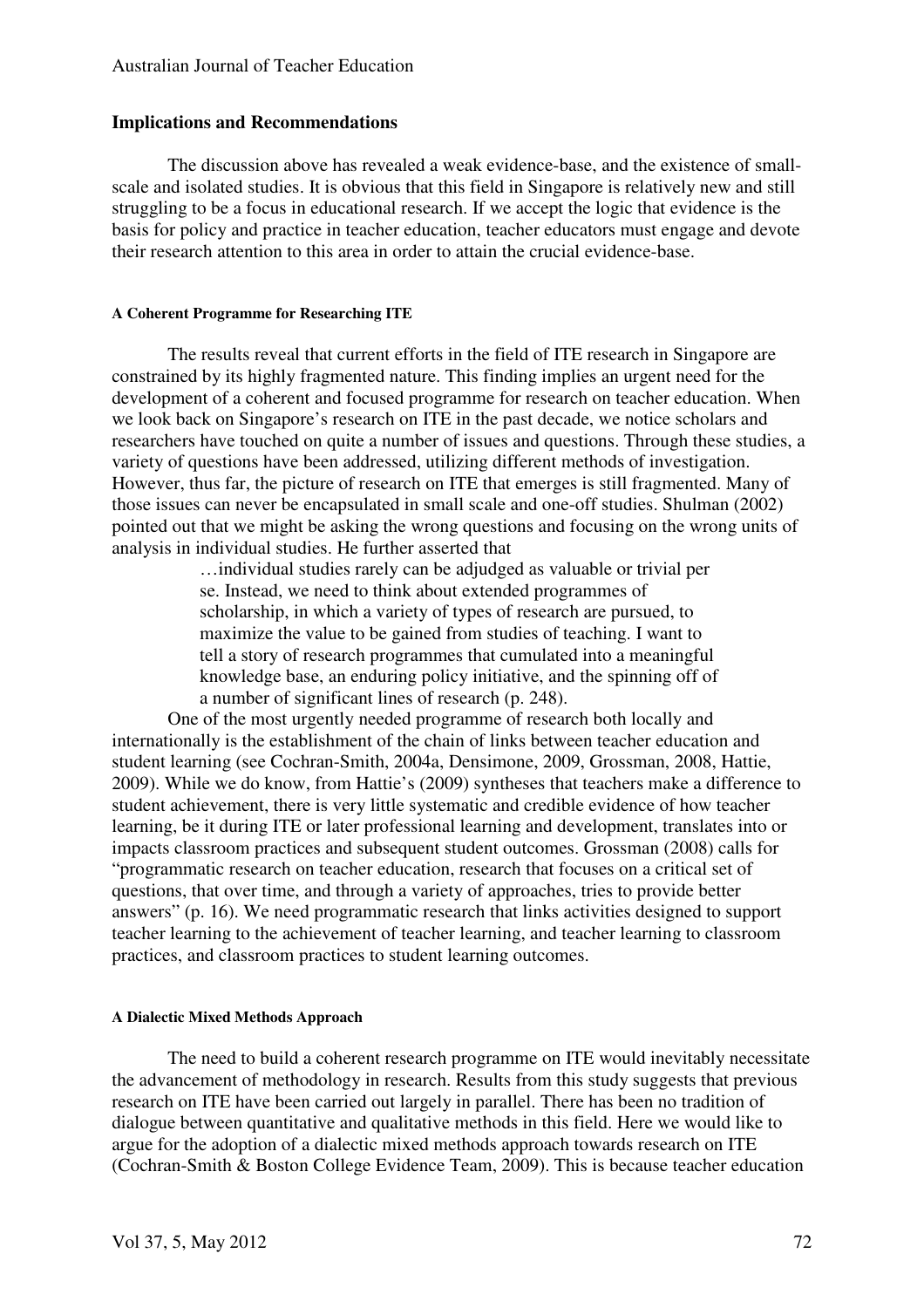## Implications and Recommendations

The discussion above has revealed a weak evidence-base, and the existence of small-scale and isolated studies. It is obvious that this field in Singapore is relatively new and still struggling to be a focus in educational research. If we accept the logic that evidence is the basis for policy and practice in teacher education, teacher educators must engage and devote their research attention to this area in order to attain the crucial evidence-base.

#### A Coherent Programme for Researching ITE

The results reveal that current efforts in the field of ITE research in Singapore are constrained by its highly fragmented nature. This finding implies an urgent need for the development of a coherent and focused programme for research on teacher education. When we look back on Singapore's research on ITE in the past decade, we notice scholars and researchers have touched on quite a number of issues and questions. Through these studies, a variety of questions have been addressed, utilizing different methods of investigation. However, thus far, the picture of research on ITE that emerges is still fragmented. Many of those issues can never be encapsulated in small scale and one-off studies. Shulman (2002) pointed out that we might be asking the wrong questions and focusing on the wrong units of analysis in individual studies. He further asserted that

> …individual studies rarely can be adjudged as valuable or trivial per se. Instead, we need to think about extended programmes of scholarship, in which a variety of types of research are pursued, to maximize the value to be gained from studies of teaching. I want to tell a story of research programmes that cumulated into a meaningful knowledge base, an enduring policy initiative, and the spinning off of a number of significant lines of research (p. 248).

One of the most urgently needed programme of research both locally and internationally is the establishment of the chain of links between teacher education and student learning (see Cochran-Smith, 2004a, Densimone, 2009, Grossman, 2008, Hattie, 2009). While we do know, from Hattie's (2009) syntheses that teachers make a difference to student achievement, there is very little systematic and credible evidence of how teacher learning, be it during ITE or later professional learning and development, translates into or impacts classroom practices and subsequent student outcomes. Grossman (2008) calls for "programmatic research on teacher education, research that focuses on a critical set of questions, that over time, and through a variety of approaches, tries to provide better answers" (p. 16). We need programmatic research that links activities designed to support teacher learning to the achievement of teacher learning, and teacher learning to classroom practices, and classroom practices to student learning outcomes.

#### A Dialectic Mixed Methods Approach

The need to build a coherent research programme on ITE would inevitably necessitate the advancement of methodology in research. Results from this study suggests that previous research on ITE have been carried out largely in parallel. There has been no tradition of dialogue between quantitative and qualitative methods in this field. Here we would like to argue for the adoption of a dialectic mixed methods approach towards research on ITE (Cochran-Smith & Boston College Evidence Team, 2009). This is because teacher education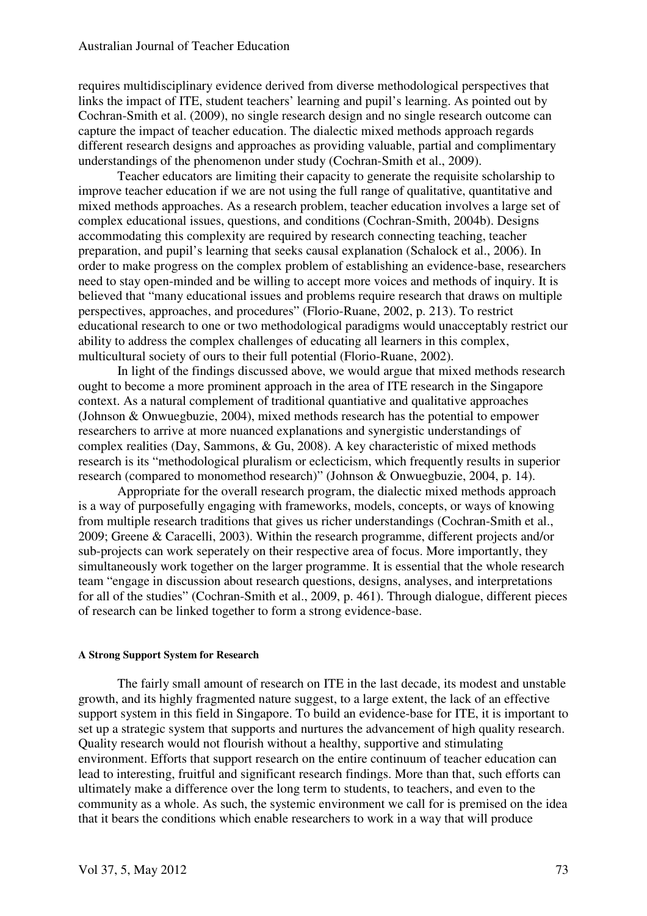requires multidisciplinary evidence derived from diverse methodological perspectives that links the impact of ITE, student teachers' learning and pupil's learning. As pointed out by Cochran-Smith et al. (2009), no single research design and no single research outcome can capture the impact of teacher education. The dialectic mixed methods approach regards different research designs and approaches as providing valuable, partial and complimentary understandings of the phenomenon under study (Cochran-Smith et al., 2009).

Teacher educators are limiting their capacity to generate the requisite scholarship to improve teacher education if we are not using the full range of qualitative, quantitative and mixed methods approaches. As a research problem, teacher education involves a large set of complex educational issues, questions, and conditions (Cochran-Smith, 2004b). Designs accommodating this complexity are required by research connecting teaching, teacher preparation, and pupil's learning that seeks causal explanation (Schalock et al., 2006). In order to make progress on the complex problem of establishing an evidence-base, researchers need to stay open-minded and be willing to accept more voices and methods of inquiry. It is believed that "many educational issues and problems require research that draws on multiple perspectives, approaches, and procedures" (Florio-Ruane, 2002, p. 213). To restrict educational research to one or two methodological paradigms would unacceptably restrict our ability to address the complex challenges of educating all learners in this complex, multicultural society of ours to their full potential (Florio-Ruane, 2002).

In light of the findings discussed above, we would argue that mixed methods research ought to become a more prominent approach in the area of ITE research in the Singapore context. As a natural complement of traditional quantiative and qualitative approaches (Johnson & Onwuegbuzie, 2004), mixed methods research has the potential to empower researchers to arrive at more nuanced explanations and synergistic understandings of complex realities (Day, Sammons, & Gu, 2008). A key characteristic of mixed methods research is its "methodological pluralism or eclecticism, which frequently results in superior research (compared to monomethod research)" (Johnson & Onwuegbuzie, 2004, p. 14).

Appropriate for the overall research program, the dialectic mixed methods approach is a way of purposefully engaging with frameworks, models, concepts, or ways of knowing from multiple research traditions that gives us richer understandings (Cochran-Smith et al., 2009; Greene & Caracelli, 2003). Within the research programme, different projects and/or sub-projects can work seperately on their respective area of focus. More importantly, they simultaneously work together on the larger programme. It is essential that the whole research team "engage in discussion about research questions, designs, analyses, and interpretations for all of the studies" (Cochran-Smith et al., 2009, p. 461). Through dialogue, different pieces of research can be linked together to form a strong evidence-base.

#### A Strong Support System for Research

The fairly small amount of research on ITE in the last decade, its modest and unstable growth, and its highly fragmented nature suggest, to a large extent, the lack of an effective support system in this field in Singapore. To build an evidence-base for ITE, it is important to set up a strategic system that supports and nurtures the advancement of high quality research. Quality research would not flourish without a healthy, supportive and stimulating environment. Efforts that support research on the entire continuum of teacher education can lead to interesting, fruitful and significant research findings. More than that, such efforts can ultimately make a difference over the long term to students, to teachers, and even to the community as a whole. As such, the systemic environment we call for is premised on the idea that it bears the conditions which enable researchers to work in a way that will produce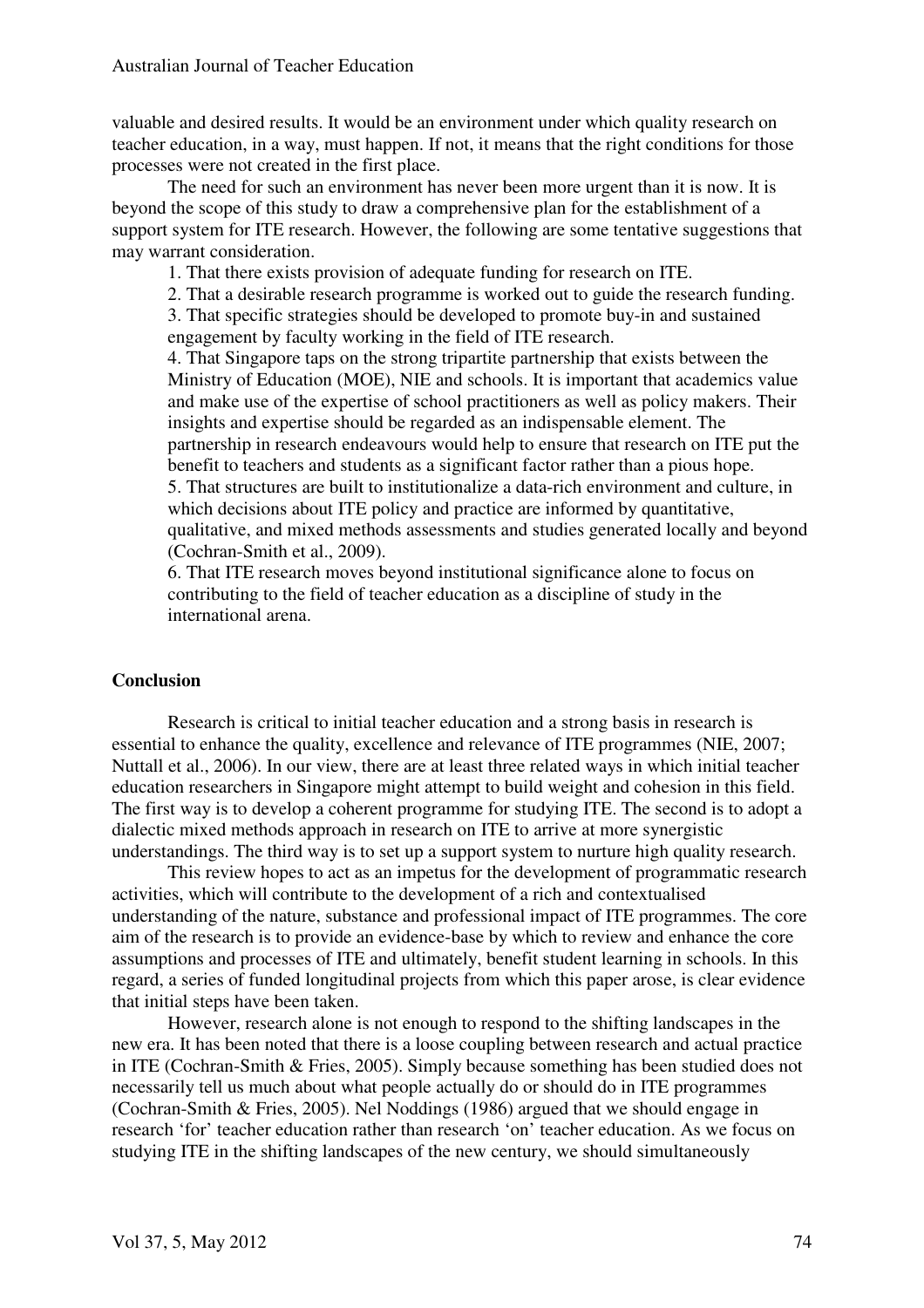valuable and desired results. It would be an environment under which quality research on teacher education, in a way, must happen. If not, it means that the right conditions for those processes were not created in the first place.

The need for such an environment has never been more urgent than it is now. It is beyond the scope of this study to draw a comprehensive plan for the establishment of a support system for ITE research. However, the following are some tentative suggestions that may warrant consideration.

1. That there exists provision of adequate funding for research on ITE.
2. That a desirable research programme is worked out to guide the research funding.
3. That specific strategies should be developed to promote buy-in and sustained engagement by faculty working in the field of ITE research.
4. That Singapore taps on the strong tripartite partnership that exists between the Ministry of Education (MOE), NIE and schools. It is important that academics value and make use of the expertise of school practitioners as well as policy makers. Their insights and expertise should be regarded as an indispensable element. The partnership in research endeavours would help to ensure that research on ITE put the benefit to teachers and students as a significant factor rather than a pious hope.
5. That structures are built to institutionalize a data-rich environment and culture, in which decisions about ITE policy and practice are informed by quantitative, qualitative, and mixed methods assessments and studies generated locally and beyond (Cochran-Smith et al., 2009).
6. That ITE research moves beyond institutional significance alone to focus on contributing to the field of teacher education as a discipline of study in the international arena.

## Conclusion

Research is critical to initial teacher education and a strong basis in research is essential to enhance the quality, excellence and relevance of ITE programmes (NIE, 2007; Nuttall et al., 2006). In our view, there are at least three related ways in which initial teacher education researchers in Singapore might attempt to build weight and cohesion in this field. The first way is to develop a coherent programme for studying ITE. The second is to adopt a dialectic mixed methods approach in research on ITE to arrive at more synergistic understandings. The third way is to set up a support system to nurture high quality research.

This review hopes to act as an impetus for the development of programmatic research activities, which will contribute to the development of a rich and contextualised understanding of the nature, substance and professional impact of ITE programmes. The core aim of the research is to provide an evidence-base by which to review and enhance the core assumptions and processes of ITE and ultimately, benefit student learning in schools. In this regard, a series of funded longitudinal projects from which this paper arose, is clear evidence that initial steps have been taken.

However, research alone is not enough to respond to the shifting landscapes in the new era. It has been noted that there is a loose coupling between research and actual practice in ITE (Cochran-Smith & Fries, 2005). Simply because something has been studied does not necessarily tell us much about what people actually do or should do in ITE programmes (Cochran-Smith & Fries, 2005). Nel Noddings (1986) argued that we should engage in research 'for' teacher education rather than research 'on' teacher education. As we focus on studying ITE in the shifting landscapes of the new century, we should simultaneously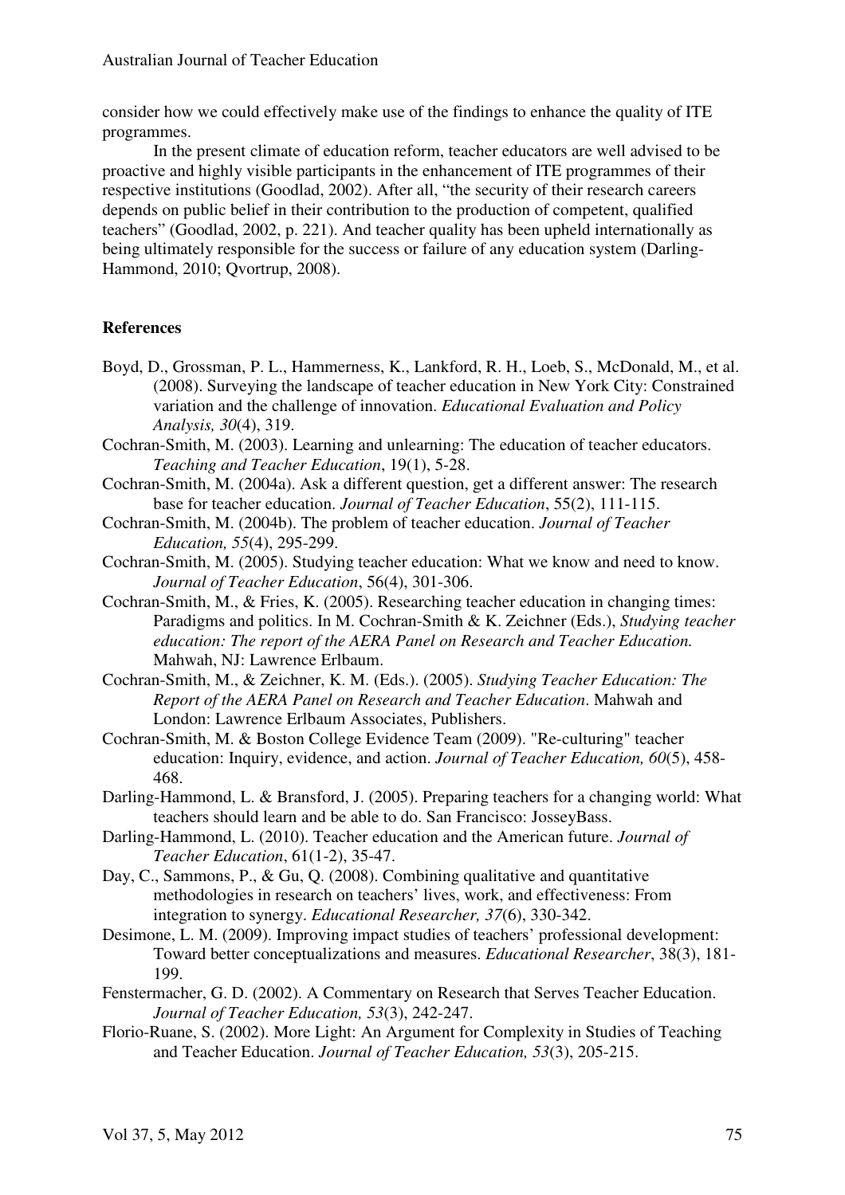consider how we could effectively make use of the findings to enhance the quality of ITE programmes.

In the present climate of education reform, teacher educators are well advised to be proactive and highly visible participants in the enhancement of ITE programmes of their respective institutions (Goodlad, 2002). After all, "the security of their research careers depends on public belief in their contribution to the production of competent, qualified teachers" (Goodlad, 2002, p. 221). And teacher quality has been upheld internationally as being ultimately responsible for the success or failure of any education system (Darling-Hammond, 2010; Qvortrup, 2008).

## References

Boyd, D., Grossman, P. L., Hammerness, K., Lankford, R. H., Loeb, S., McDonald, M., et al. (2008). Surveying the landscape of teacher education in New York City: Constrained variation and the challenge of innovation. *Educational Evaluation and Policy Analysis, 30*(4), 319.

Cochran-Smith, M. (2003). Learning and unlearning: The education of teacher educators. *Teaching and Teacher Education*, 19(1), 5-28.

Cochran-Smith, M. (2004a). Ask a different question, get a different answer: The research base for teacher education. *Journal of Teacher Education*, 55(2), 111-115.

Cochran-Smith, M. (2004b). The problem of teacher education. *Journal of Teacher Education, 55*(4), 295-299.

Cochran-Smith, M. (2005). Studying teacher education: What we know and need to know. *Journal of Teacher Education*, 56(4), 301-306.

Cochran-Smith, M., & Fries, K. (2005). Researching teacher education in changing times: Paradigms and politics. In M. Cochran-Smith & K. Zeichner (Eds.), *Studying teacher education: The report of the AERA Panel on Research and Teacher Education.* Mahwah, NJ: Lawrence Erlbaum.

Cochran-Smith, M., & Zeichner, K. M. (Eds.). (2005). *Studying Teacher Education: The Report of the AERA Panel on Research and Teacher Education*. Mahwah and London: Lawrence Erlbaum Associates, Publishers.

Cochran-Smith, M. & Boston College Evidence Team (2009). "Re-culturing" teacher education: Inquiry, evidence, and action. *Journal of Teacher Education, 60*(5), 458-468.

Darling-Hammond, L. & Bransford, J. (2005). Preparing teachers for a changing world: What teachers should learn and be able to do. San Francisco: JosseyBass.

Darling-Hammond, L. (2010). Teacher education and the American future. *Journal of Teacher Education*, 61(1-2), 35-47.

Day, C., Sammons, P., & Gu, Q. (2008). Combining qualitative and quantitative methodologies in research on teachers' lives, work, and effectiveness: From integration to synergy. *Educational Researcher, 37*(6), 330-342.

Desimone, L. M. (2009). Improving impact studies of teachers' professional development: Toward better conceptualizations and measures. *Educational Researcher*, 38(3), 181-199.

Fenstermacher, G. D. (2002). A Commentary on Research that Serves Teacher Education. *Journal of Teacher Education, 53*(3), 242-247.

Florio-Ruane, S. (2002). More Light: An Argument for Complexity in Studies of Teaching and Teacher Education. *Journal of Teacher Education, 53*(3), 205-215.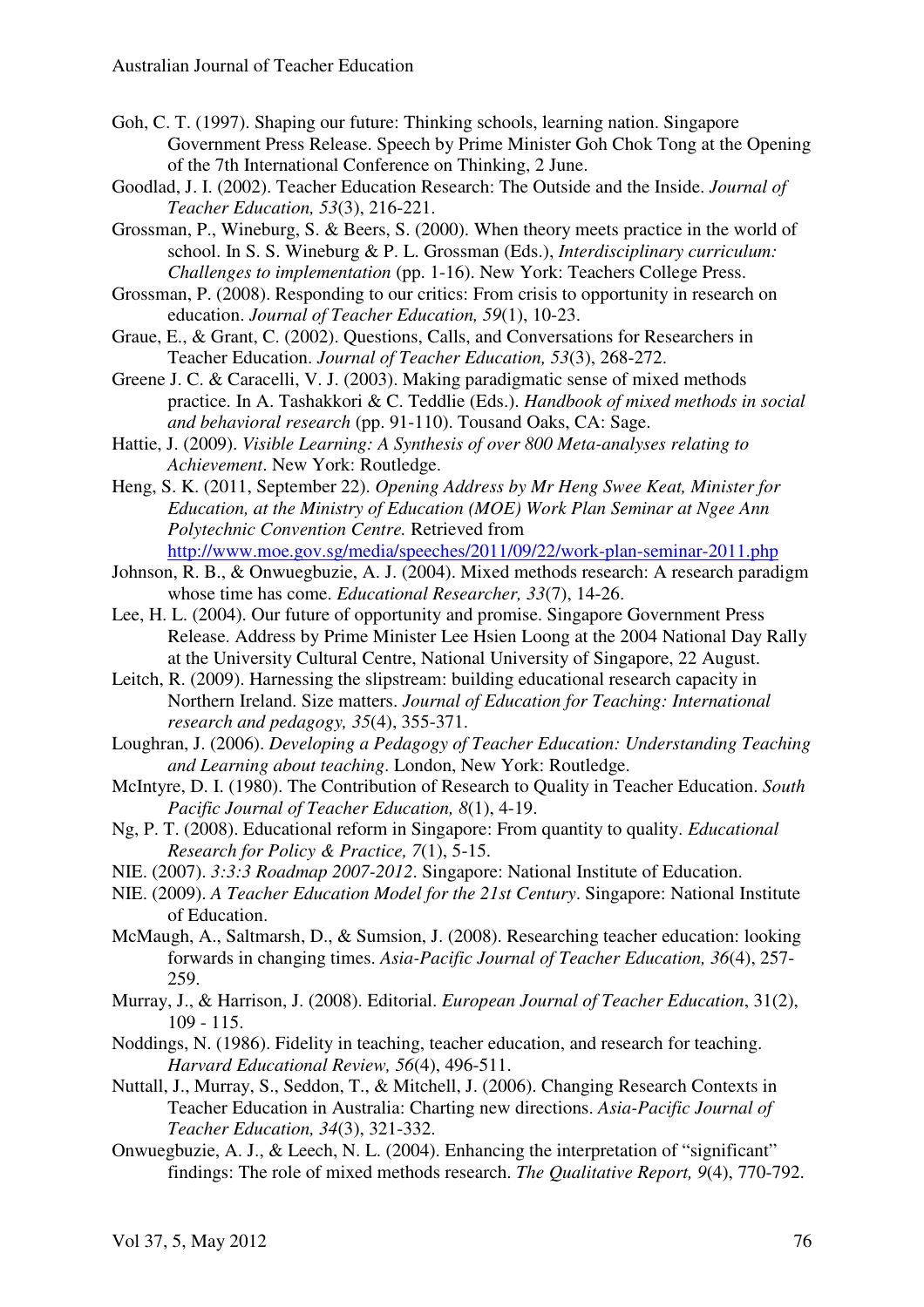Goh, C. T. (1997). Shaping our future: Thinking schools, learning nation. Singapore Government Press Release. Speech by Prime Minister Goh Chok Tong at the Opening of the 7th International Conference on Thinking, 2 June.

Goodlad, J. I. (2002). Teacher Education Research: The Outside and the Inside. *Journal of Teacher Education, 53*(3), 216-221.

Grossman, P., Wineburg, S. & Beers, S. (2000). When theory meets practice in the world of school. In S. S. Wineburg & P. L. Grossman (Eds.), *Interdisciplinary curriculum: Challenges to implementation* (pp. 1-16). New York: Teachers College Press.

Grossman, P. (2008). Responding to our critics: From crisis to opportunity in research on education. *Journal of Teacher Education, 59*(1), 10-23.

Graue, E., & Grant, C. (2002). Questions, Calls, and Conversations for Researchers in Teacher Education. *Journal of Teacher Education, 53*(3), 268-272.

Greene J. C. & Caracelli, V. J. (2003). Making paradigmatic sense of mixed methods practice. In A. Tashakkori & C. Teddlie (Eds.). *Handbook of mixed methods in social and behavioral research* (pp. 91-110). Tousand Oaks, CA: Sage.

Hattie, J. (2009). *Visible Learning: A Synthesis of over 800 Meta-analyses relating to Achievement*. New York: Routledge.

Heng, S. K. (2011, September 22). *Opening Address by Mr Heng Swee Keat, Minister for Education, at the Ministry of Education (MOE) Work Plan Seminar at Ngee Ann Polytechnic Convention Centre.* Retrieved from http://www.moe.gov.sg/media/speeches/2011/09/22/work-plan-seminar-2011.php

Johnson, R. B., & Onwuegbuzie, A. J. (2004). Mixed methods research: A research paradigm whose time has come. *Educational Researcher, 33*(7), 14-26.

Lee, H. L. (2004). Our future of opportunity and promise. Singapore Government Press Release. Address by Prime Minister Lee Hsien Loong at the 2004 National Day Rally at the University Cultural Centre, National University of Singapore, 22 August.

Leitch, R. (2009). Harnessing the slipstream: building educational research capacity in Northern Ireland. Size matters. *Journal of Education for Teaching: International research and pedagogy, 35*(4), 355-371.

Loughran, J. (2006). *Developing a Pedagogy of Teacher Education: Understanding Teaching and Learning about teaching*. London, New York: Routledge.

McIntyre, D. I. (1980). The Contribution of Research to Quality in Teacher Education. *South Pacific Journal of Teacher Education, 8*(1), 4-19.

Ng, P. T. (2008). Educational reform in Singapore: From quantity to quality. *Educational Research for Policy & Practice, 7*(1), 5-15.

NIE. (2007). *3:3:3 Roadmap 2007-2012*. Singapore: National Institute of Education.

NIE. (2009). *A Teacher Education Model for the 21st Century*. Singapore: National Institute of Education.

McMaugh, A., Saltmarsh, D., & Sumsion, J. (2008). Researching teacher education: looking forwards in changing times. *Asia-Pacific Journal of Teacher Education, 36*(4), 257-259.

Murray, J., & Harrison, J. (2008). Editorial. *European Journal of Teacher Education*, 31(2), 109 - 115.

Noddings, N. (1986). Fidelity in teaching, teacher education, and research for teaching. *Harvard Educational Review, 56*(4), 496-511.

Nuttall, J., Murray, S., Seddon, T., & Mitchell, J. (2006). Changing Research Contexts in Teacher Education in Australia: Charting new directions. *Asia-Pacific Journal of Teacher Education, 34*(3), 321-332.

Onwuegbuzie, A. J., & Leech, N. L. (2004). Enhancing the interpretation of "significant" findings: The role of mixed methods research. *The Qualitative Report, 9*(4), 770-792.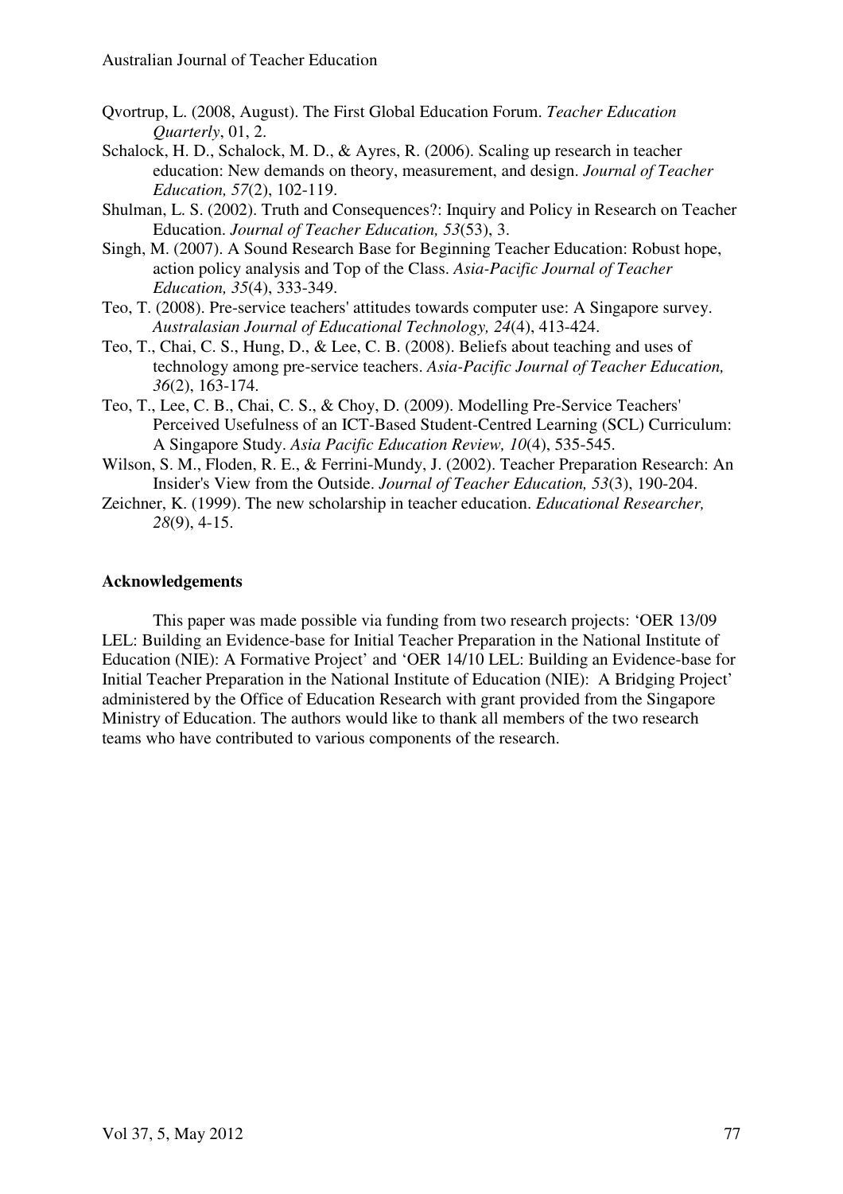Qvortrup, L. (2008, August). The First Global Education Forum. *Teacher Education Quarterly*, 01, 2.

Schalock, H. D., Schalock, M. D., & Ayres, R. (2006). Scaling up research in teacher education: New demands on theory, measurement, and design. *Journal of Teacher Education, 57*(2), 102-119.

Shulman, L. S. (2002). Truth and Consequences?: Inquiry and Policy in Research on Teacher Education. *Journal of Teacher Education, 53*(53), 3.

Singh, M. (2007). A Sound Research Base for Beginning Teacher Education: Robust hope, action policy analysis and Top of the Class. *Asia-Pacific Journal of Teacher Education, 35*(4), 333-349.

Teo, T. (2008). Pre-service teachers' attitudes towards computer use: A Singapore survey. *Australasian Journal of Educational Technology, 24*(4), 413-424.

Teo, T., Chai, C. S., Hung, D., & Lee, C. B. (2008). Beliefs about teaching and uses of technology among pre-service teachers. *Asia-Pacific Journal of Teacher Education, 36*(2), 163-174.

Teo, T., Lee, C. B., Chai, C. S., & Choy, D. (2009). Modelling Pre-Service Teachers' Perceived Usefulness of an ICT-Based Student-Centred Learning (SCL) Curriculum: A Singapore Study. *Asia Pacific Education Review, 10*(4), 535-545.

Wilson, S. M., Floden, R. E., & Ferrini-Mundy, J. (2002). Teacher Preparation Research: An Insider's View from the Outside. *Journal of Teacher Education, 53*(3), 190-204.

Zeichner, K. (1999). The new scholarship in teacher education. *Educational Researcher, 28*(9), 4-15.

**Acknowledgements**

This paper was made possible via funding from two research projects: 'OER 13/09 LEL: Building an Evidence-base for Initial Teacher Preparation in the National Institute of Education (NIE): A Formative Project' and 'OER 14/10 LEL: Building an Evidence-base for Initial Teacher Preparation in the National Institute of Education (NIE): A Bridging Project' administered by the Office of Education Research with grant provided from the Singapore Ministry of Education. The authors would like to thank all members of the two research teams who have contributed to various components of the research.